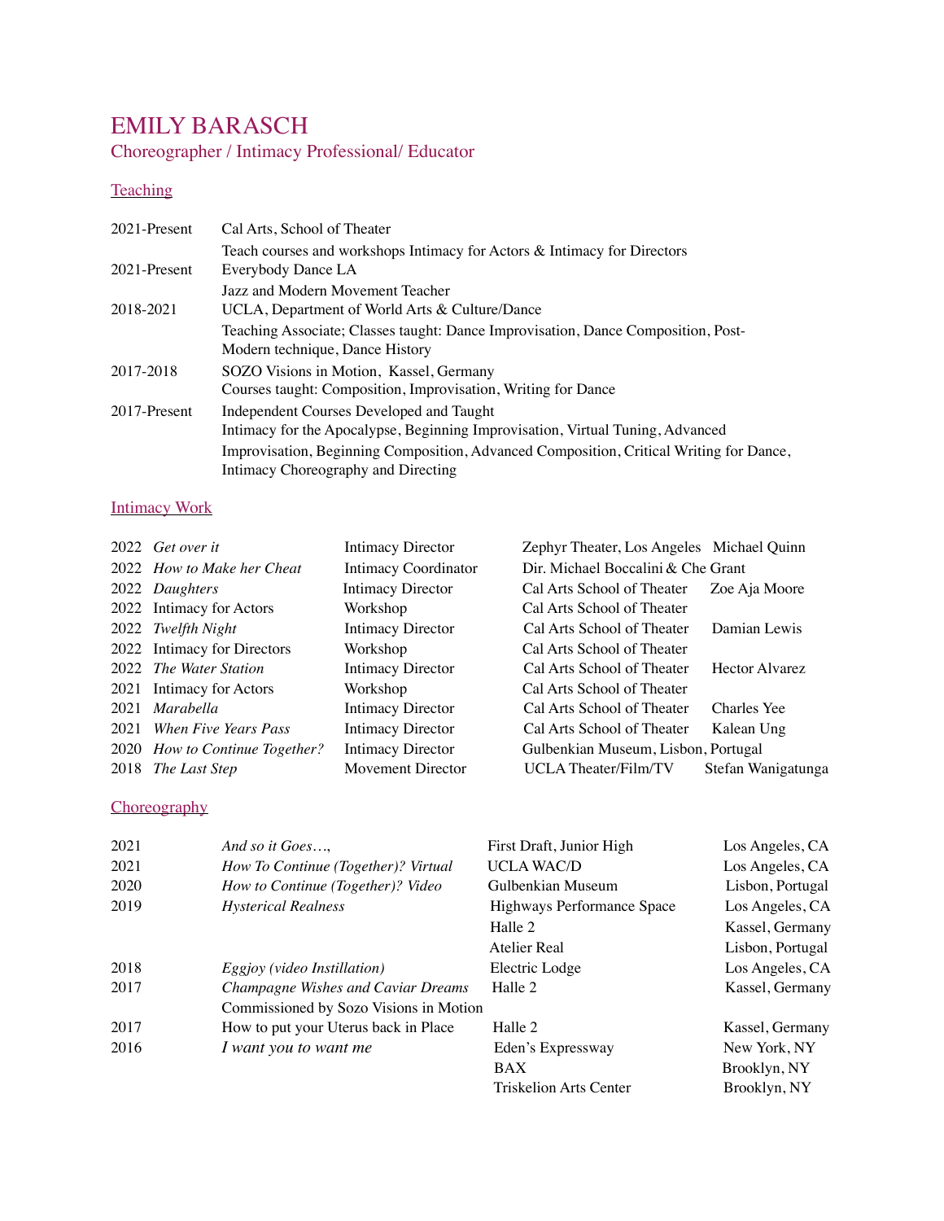# EMILY BARASCH

Choreographer / Intimacy Professional/ Educator

## Teaching

| | |
|---|---|
| 2021-Present | Cal Arts, School of Theater<br>Teach courses and workshops Intimacy for Actors & Intimacy for Directors |
| 2021-Present | Everybody Dance LA<br>Jazz and Modern Movement Teacher |
| 2018-2021 | UCLA, Department of World Arts & Culture/Dance<br>Teaching Associate; Classes taught: Dance Improvisation, Dance Composition, Post-Modern technique, Dance History |
| 2017-2018 | SOZO Visions in Motion, Kassel, Germany<br>Courses taught: Composition, Improvisation, Writing for Dance |
| 2017-Present | Independent Courses Developed and Taught<br>Intimacy for the Apocalypse, Beginning Improvisation, Virtual Tuning, Advanced Improvisation, Beginning Composition, Advanced Composition, Critical Writing for Dance, Intimacy Choreography and Directing |

## Intimacy Work

| | | | | |
|---|---|---|---|---|
| 2022 | *Get over it* | Intimacy Director | Zephyr Theater, Los Angeles | Michael Quinn |
| 2022 | *How to Make her Cheat* | Intimacy Coordinator | Dir. Michael Boccalini & Che Grant | |
| 2022 | *Daughters* | Intimacy Director | Cal Arts School of Theater | Zoe Aja Moore |
| 2022 | Intimacy for Actors | Workshop | Cal Arts School of Theater | |
| 2022 | *Twelfth Night* | Intimacy Director | Cal Arts School of Theater | Damian Lewis |
| 2022 | Intimacy for Directors | Workshop | Cal Arts School of Theater | |
| 2022 | *The Water Station* | Intimacy Director | Cal Arts School of Theater | Hector Alvarez |
| 2021 | Intimacy for Actors | Workshop | Cal Arts School of Theater | |
| 2021 | *Marabella* | Intimacy Director | Cal Arts School of Theater | Charles Yee |
| 2021 | *When Five Years Pass* | Intimacy Director | Cal Arts School of Theater | Kalean Ung |
| 2020 | *How to Continue Together?* | Intimacy Director | Gulbenkian Museum, Lisbon, Portugal | |
| 2018 | *The Last Step* | Movement Director | UCLA Theater/Film/TV | Stefan Wanigatunga |

## Choreography

| | | | |
|---|---|---|---|
| 2021 | *And so it Goes…,* | First Draft, Junior High | Los Angeles, CA |
| 2021 | *How To Continue (Together)? Virtual* | UCLA WAC/D | Los Angeles, CA |
| 2020 | *How to Continue (Together)? Video* | Gulbenkian Museum | Lisbon, Portugal |
| 2019 | *Hysterical Realness* | Highways Performance Space | Los Angeles, CA |
| | | Halle 2 | Kassel, Germany |
| | | Atelier Real | Lisbon, Portugal |
| 2018 | *Eggjoy (video Instillation)* | Electric Lodge | Los Angeles, CA |
| 2017 | *Champagne Wishes and Caviar Dreams*<br>Commissioned by Sozo Visions in Motion | Halle 2 | Kassel, Germany |
| 2017 | How to put your Uterus back in Place | Halle 2 | Kassel, Germany |
| 2016 | *I want you to want me* | Eden's Expressway | New York, NY |
| | | BAX | Brooklyn, NY |
| | | Triskelion Arts Center | Brooklyn, NY |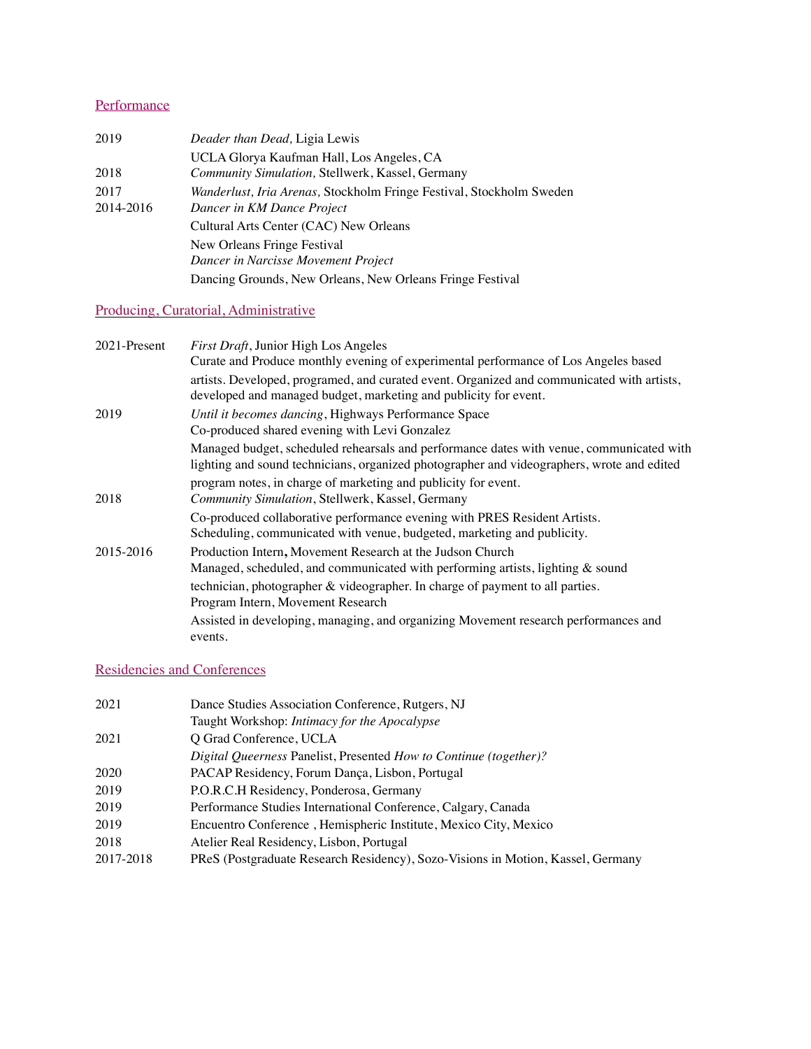## Performance

| | |
|---|---|
| 2019 | *Deader than Dead,* Ligia Lewis |
| | UCLA Glorya Kaufman Hall, Los Angeles, CA |
| 2018 | *Community Simulation,* Stellwerk, Kassel, Germany |
| 2017 | *Wanderlust, Iria Arenas,* Stockholm Fringe Festival, Stockholm Sweden |
| 2014-2016 | *Dancer in KM Dance Project* |
| | Cultural Arts Center (CAC) New Orleans |
| | New Orleans Fringe Festival |
| | *Dancer in Narcisse Movement Project* |
| | Dancing Grounds, New Orleans, New Orleans Fringe Festival |

## Producing, Curatorial, Administrative

| | |
|---|---|
| 2021-Present | *First Draft*, Junior High Los Angeles |
| | Curate and Produce monthly evening of experimental performance of Los Angeles based artists. Developed, programed, and curated event. Organized and communicated with artists, developed and managed budget, marketing and publicity for event. |
| 2019 | *Until it becomes dancing*, Highways Performance Space |
| | Co-produced shared evening with Levi Gonzalez |
| | Managed budget, scheduled rehearsals and performance dates with venue, communicated with lighting and sound technicians, organized photographer and videographers, wrote and edited program notes, in charge of marketing and publicity for event. |
| 2018 | *Community Simulation*, Stellwerk, Kassel, Germany |
| | Co-produced collaborative performance evening with PRES Resident Artists. Scheduling, communicated with venue, budgeted, marketing and publicity. |
| 2015-2016 | Production Intern**,** Movement Research at the Judson Church |
| | Managed, scheduled, and communicated with performing artists, lighting & sound technician, photographer & videographer. In charge of payment to all parties. |
| | Program Intern, Movement Research |
| | Assisted in developing, managing, and organizing Movement research performances and events. |

## Residencies and Conferences

| | |
|---|---|
| 2021 | Dance Studies Association Conference, Rutgers, NJ |
| | Taught Workshop: *Intimacy for the Apocalypse* |
| 2021 | Q Grad Conference, UCLA |
| | *Digital Queerness* Panelist, Presented *How to Continue (together)?* |
| 2020 | PACAP Residency, Forum Dança, Lisbon, Portugal |
| 2019 | P.O.R.C.H Residency, Ponderosa, Germany |
| 2019 | Performance Studies International Conference, Calgary, Canada |
| 2019 | Encuentro Conference , Hemispheric Institute, Mexico City, Mexico |
| 2018 | Atelier Real Residency, Lisbon, Portugal |
| 2017-2018 | PReS (Postgraduate Research Residency), Sozo-Visions in Motion, Kassel, Germany |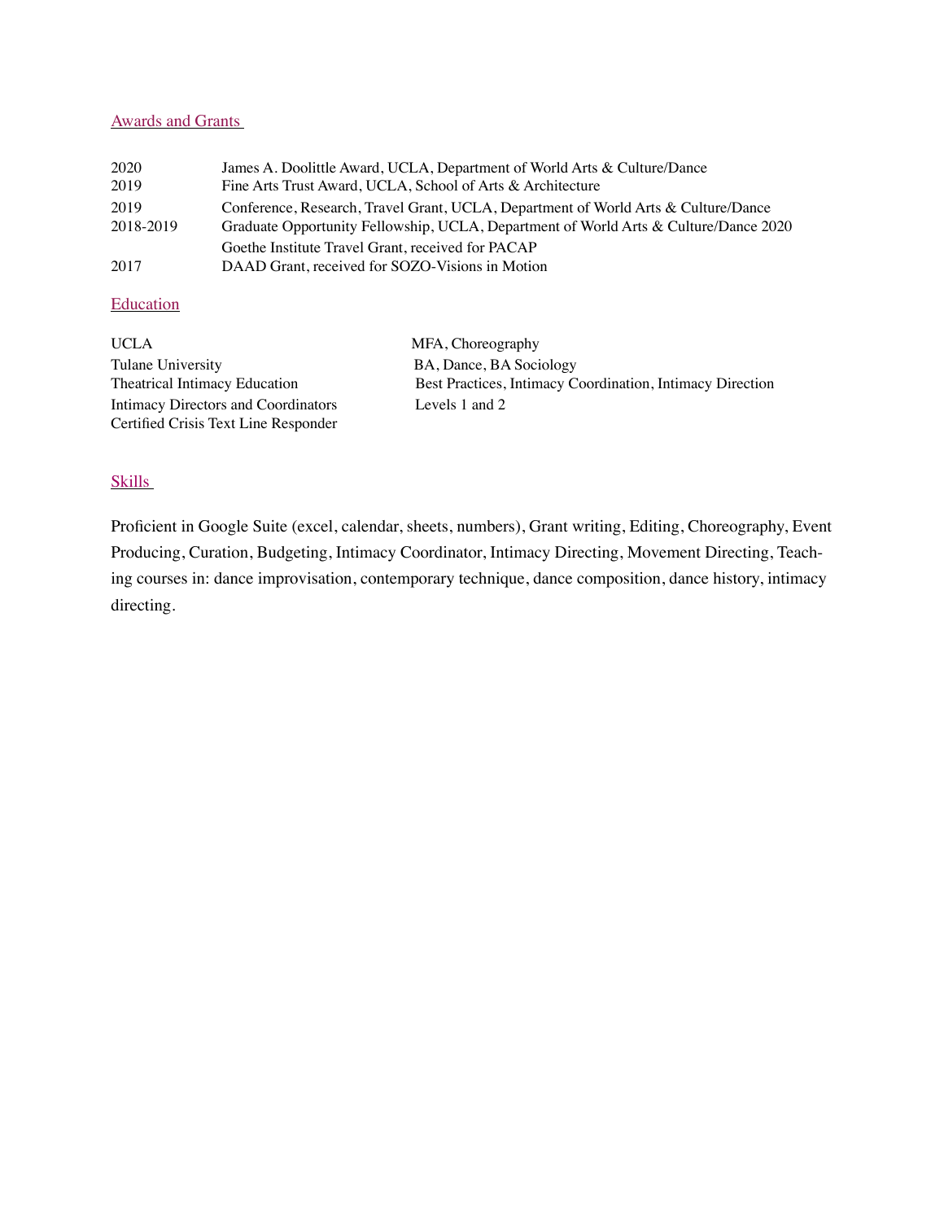## Awards and Grants

| | |
|---|---|
| 2020 | James A. Doolittle Award, UCLA, Department of World Arts & Culture/Dance |
| 2019 | Fine Arts Trust Award, UCLA, School of Arts & Architecture |
| 2019 | Conference, Research, Travel Grant, UCLA, Department of World Arts & Culture/Dance |
| 2018-2019 | Graduate Opportunity Fellowship, UCLA, Department of World Arts & Culture/Dance 2020 |
| | Goethe Institute Travel Grant, received for PACAP |
| 2017 | DAAD Grant, received for SOZO-Visions in Motion |

## Education

| | |
|---|---|
| UCLA | MFA, Choreography |
| Tulane University | BA, Dance, BA Sociology |
| Theatrical Intimacy Education | Best Practices, Intimacy Coordination, Intimacy Direction |
| Intimacy Directors and Coordinators | Levels 1 and 2 |
| Certified Crisis Text Line Responder | |

## Skills

Proficient in Google Suite (excel, calendar, sheets, numbers), Grant writing, Editing, Choreography, Event Producing, Curation, Budgeting, Intimacy Coordinator, Intimacy Directing, Movement Directing, Teaching courses in: dance improvisation, contemporary technique, dance composition, dance history, intimacy directing.